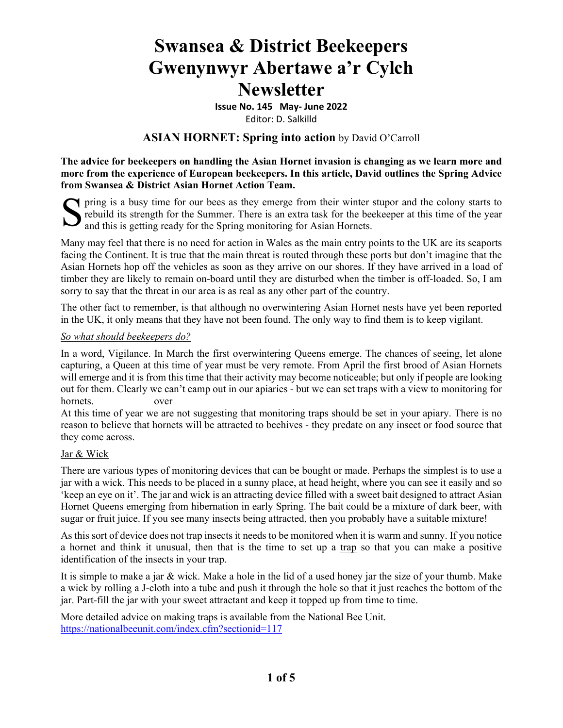# Swansea & District Beekeepers
# Gwenynwyr Abertawe a'r Cylch
# Newsletter

**Issue No. 145 May- June 2022**

Editor: D. Salkilld

## ASIAN HORNET: Spring into action by David O'Carroll

**The advice for beekeepers on handling the Asian Hornet invasion is changing as we learn more and more from the experience of European beekeepers. In this article, David outlines the Spring Advice from Swansea & District Asian Hornet Action Team.**

Spring is a busy time for our bees as they emerge from their winter stupor and the colony starts to rebuild its strength for the Summer. There is an extra task for the beekeeper at this time of the year and this is getting ready for the Spring monitoring for Asian Hornets.

Many may feel that there is no need for action in Wales as the main entry points to the UK are its seaports facing the Continent. It is true that the main threat is routed through these ports but don't imagine that the Asian Hornets hop off the vehicles as soon as they arrive on our shores. If they have arrived in a load of timber they are likely to remain on-board until they are disturbed when the timber is off-loaded. So, I am sorry to say that the threat in our area is as real as any other part of the country.

The other fact to remember, is that although no overwintering Asian Hornet nests have yet been reported in the UK, it only means that they have not been found. The only way to find them is to keep vigilant.

*So what should beekeepers do?*

In a word, Vigilance. In March the first overwintering Queens emerge. The chances of seeing, let alone capturing, a Queen at this time of year must be very remote. From April the first brood of Asian Hornets will emerge and it is from this time that their activity may become noticeable; but only if people are looking out for them. Clearly we can't camp out in our apiaries - but we can set traps with a view to monitoring for hornets. over

At this time of year we are not suggesting that monitoring traps should be set in your apiary. There is no reason to believe that hornets will be attracted to beehives - they predate on any insect or food source that they come across.

Jar & Wick

There are various types of monitoring devices that can be bought or made. Perhaps the simplest is to use a jar with a wick. This needs to be placed in a sunny place, at head height, where you can see it easily and so 'keep an eye on it'. The jar and wick is an attracting device filled with a sweet bait designed to attract Asian Hornet Queens emerging from hibernation in early Spring. The bait could be a mixture of dark beer, with sugar or fruit juice. If you see many insects being attracted, then you probably have a suitable mixture!

As this sort of device does not trap insects it needs to be monitored when it is warm and sunny. If you notice a hornet and think it unusual, then that is the time to set up a trap so that you can make a positive identification of the insects in your trap.

It is simple to make a jar & wick. Make a hole in the lid of a used honey jar the size of your thumb. Make a wick by rolling a J-cloth into a tube and push it through the hole so that it just reaches the bottom of the jar. Part-fill the jar with your sweet attractant and keep it topped up from time to time.

More detailed advice on making traps is available from the National Bee Unit.
https://nationalbeeunit.com/index.cfm?sectionid=117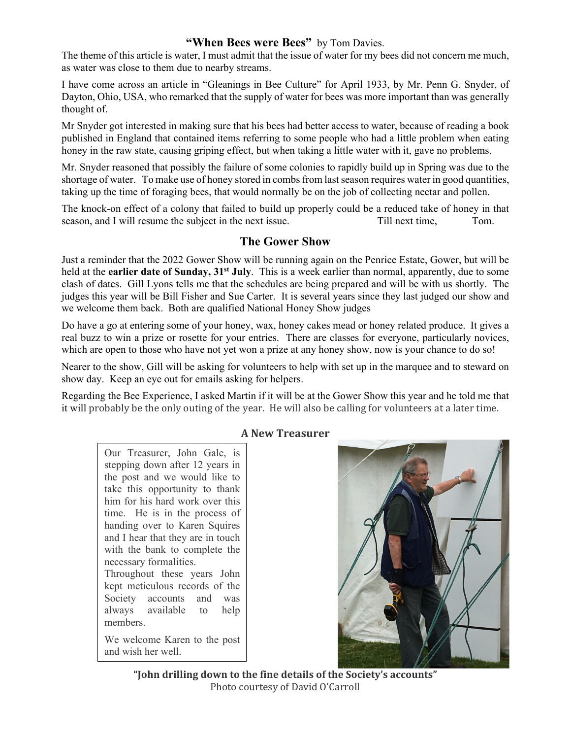## "When Bees were Bees" by Tom Davies.

The theme of this article is water, I must admit that the issue of water for my bees did not concern me much, as water was close to them due to nearby streams.

I have come across an article in "Gleanings in Bee Culture" for April 1933, by Mr. Penn G. Snyder, of Dayton, Ohio, USA, who remarked that the supply of water for bees was more important than was generally thought of.

Mr Snyder got interested in making sure that his bees had better access to water, because of reading a book published in England that contained items referring to some people who had a little problem when eating honey in the raw state, causing griping effect, but when taking a little water with it, gave no problems.

Mr. Snyder reasoned that possibly the failure of some colonies to rapidly build up in Spring was due to the shortage of water. To make use of honey stored in combs from last season requires water in good quantities, taking up the time of foraging bees, that would normally be on the job of collecting nectar and pollen.

The knock-on effect of a colony that failed to build up properly could be a reduced take of honey in that season, and I will resume the subject in the next issue. Till next time, Tom.

## The Gower Show

Just a reminder that the 2022 Gower Show will be running again on the Penrice Estate, Gower, but will be held at the **earlier date of Sunday, 31st July**. This is a week earlier than normal, apparently, due to some clash of dates. Gill Lyons tells me that the schedules are being prepared and will be with us shortly. The judges this year will be Bill Fisher and Sue Carter. It is several years since they last judged our show and we welcome them back. Both are qualified National Honey Show judges

Do have a go at entering some of your honey, wax, honey cakes mead or honey related produce. It gives a real buzz to win a prize or rosette for your entries. There are classes for everyone, particularly novices, which are open to those who have not yet won a prize at any honey show, now is your chance to do so!

Nearer to the show, Gill will be asking for volunteers to help with set up in the marquee and to steward on show day. Keep an eye out for emails asking for helpers.

Regarding the Bee Experience, I asked Martin if it will be at the Gower Show this year and he told me that it will probably be the only outing of the year. He will also be calling for volunteers at a later time.

## A New Treasurer

Our Treasurer, John Gale, is stepping down after 12 years in the post and we would like to take this opportunity to thank him for his hard work over this time. He is in the process of handing over to Karen Squires and I hear that they are in touch with the bank to complete the necessary formalities.

Throughout these years John kept meticulous records of the Society accounts and was always available to help members.

We welcome Karen to the post and wish her well.

**"John drilling down to the fine details of the Society's accounts"**
Photo courtesy of David O'Carroll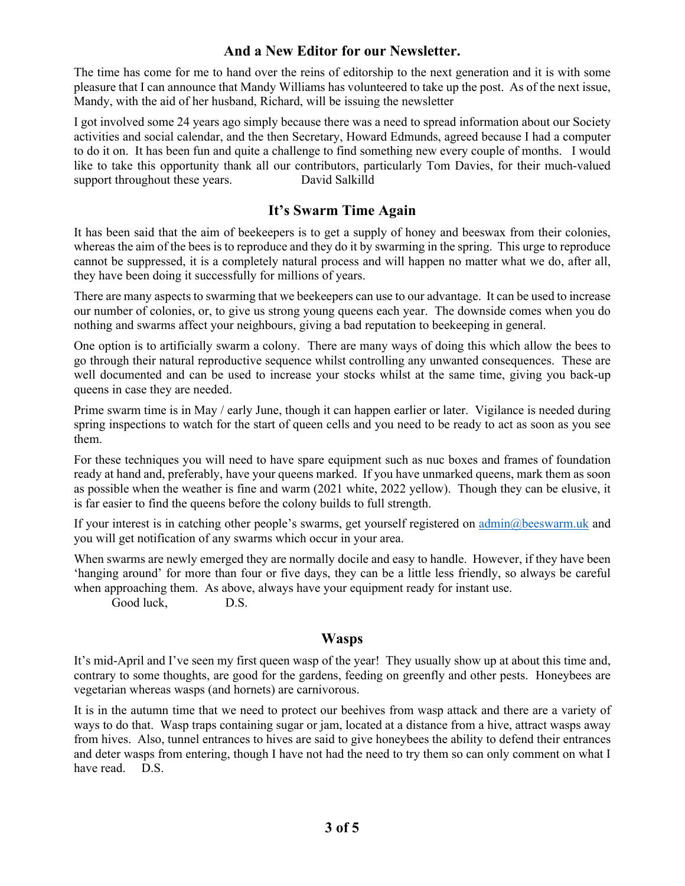## And a New Editor for our Newsletter.

The time has come for me to hand over the reins of editorship to the next generation and it is with some pleasure that I can announce that Mandy Williams has volunteered to take up the post. As of the next issue, Mandy, with the aid of her husband, Richard, will be issuing the newsletter

I got involved some 24 years ago simply because there was a need to spread information about our Society activities and social calendar, and the then Secretary, Howard Edmunds, agreed because I had a computer to do it on. It has been fun and quite a challenge to find something new every couple of months. I would like to take this opportunity thank all our contributors, particularly Tom Davies, for their much-valued support throughout these years. David Salkilld

## It's Swarm Time Again

It has been said that the aim of beekeepers is to get a supply of honey and beeswax from their colonies, whereas the aim of the bees is to reproduce and they do it by swarming in the spring. This urge to reproduce cannot be suppressed, it is a completely natural process and will happen no matter what we do, after all, they have been doing it successfully for millions of years.

There are many aspects to swarming that we beekeepers can use to our advantage. It can be used to increase our number of colonies, or, to give us strong young queens each year. The downside comes when you do nothing and swarms affect your neighbours, giving a bad reputation to beekeeping in general.

One option is to artificially swarm a colony. There are many ways of doing this which allow the bees to go through their natural reproductive sequence whilst controlling any unwanted consequences. These are well documented and can be used to increase your stocks whilst at the same time, giving you back-up queens in case they are needed.

Prime swarm time is in May / early June, though it can happen earlier or later. Vigilance is needed during spring inspections to watch for the start of queen cells and you need to be ready to act as soon as you see them.

For these techniques you will need to have spare equipment such as nuc boxes and frames of foundation ready at hand and, preferably, have your queens marked. If you have unmarked queens, mark them as soon as possible when the weather is fine and warm (2021 white, 2022 yellow). Though they can be elusive, it is far easier to find the queens before the colony builds to full strength.

If your interest is in catching other people's swarms, get yourself registered on admin@beeswarm.uk and you will get notification of any swarms which occur in your area.

When swarms are newly emerged they are normally docile and easy to handle. However, if they have been 'hanging around' for more than four or five days, they can be a little less friendly, so always be careful when approaching them. As above, always have your equipment ready for instant use.

Good luck, D.S.

## Wasps

It's mid-April and I've seen my first queen wasp of the year! They usually show up at about this time and, contrary to some thoughts, are good for the gardens, feeding on greenfly and other pests. Honeybees are vegetarian whereas wasps (and hornets) are carnivorous.

It is in the autumn time that we need to protect our beehives from wasp attack and there are a variety of ways to do that. Wasp traps containing sugar or jam, located at a distance from a hive, attract wasps away from hives. Also, tunnel entrances to hives are said to give honeybees the ability to defend their entrances and deter wasps from entering, though I have not had the need to try them so can only comment on what I have read. D.S.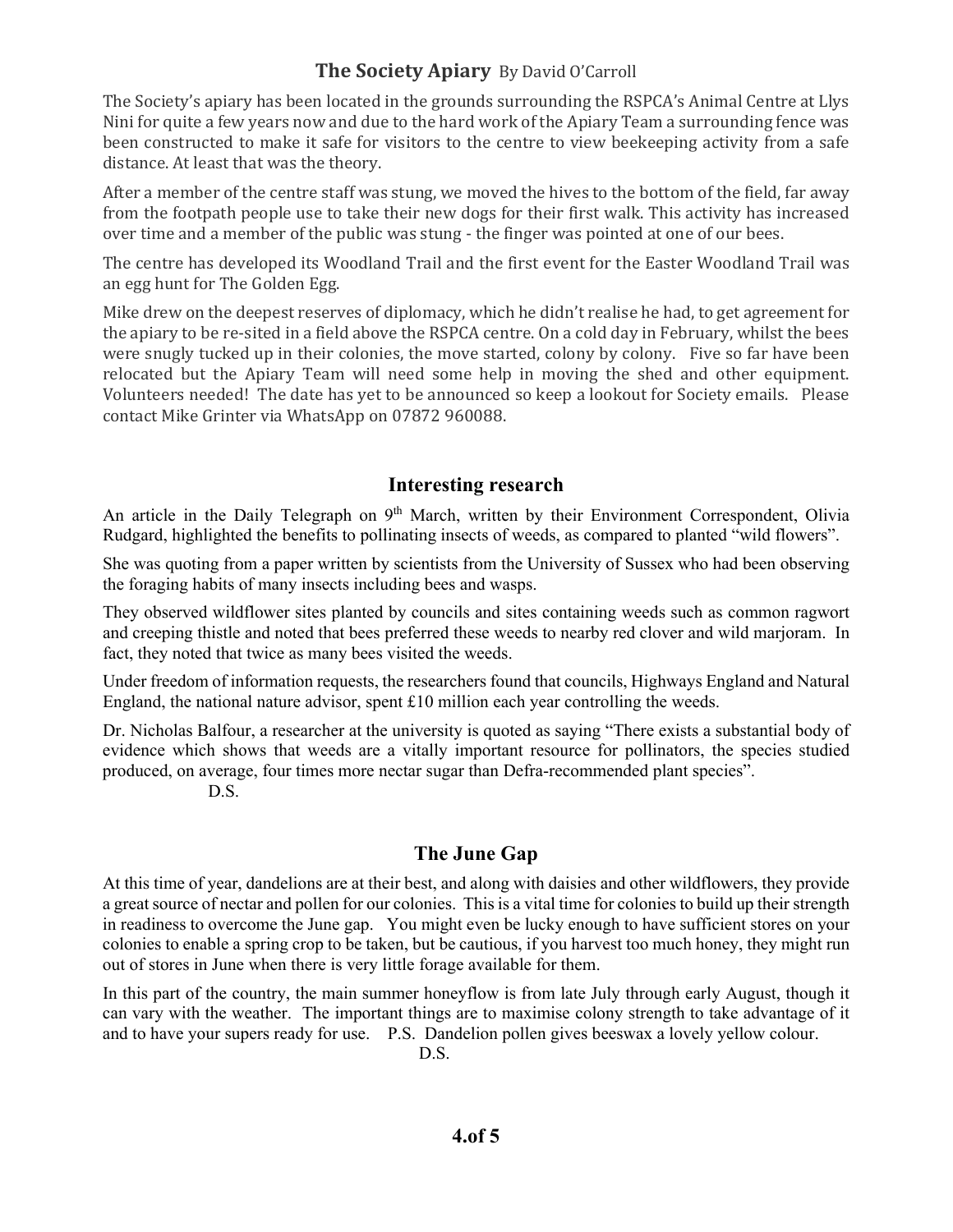## The Society Apiary By David O'Carroll

The Society's apiary has been located in the grounds surrounding the RSPCA's Animal Centre at Llys Nini for quite a few years now and due to the hard work of the Apiary Team a surrounding fence was been constructed to make it safe for visitors to the centre to view beekeeping activity from a safe distance. At least that was the theory.

After a member of the centre staff was stung, we moved the hives to the bottom of the field, far away from the footpath people use to take their new dogs for their first walk. This activity has increased over time and a member of the public was stung - the finger was pointed at one of our bees.

The centre has developed its Woodland Trail and the first event for the Easter Woodland Trail was an egg hunt for The Golden Egg.

Mike drew on the deepest reserves of diplomacy, which he didn't realise he had, to get agreement for the apiary to be re-sited in a field above the RSPCA centre. On a cold day in February, whilst the bees were snugly tucked up in their colonies, the move started, colony by colony. Five so far have been relocated but the Apiary Team will need some help in moving the shed and other equipment. Volunteers needed! The date has yet to be announced so keep a lookout for Society emails. Please contact Mike Grinter via WhatsApp on 07872 960088.

## Interesting research

An article in the Daily Telegraph on 9th March, written by their Environment Correspondent, Olivia Rudgard, highlighted the benefits to pollinating insects of weeds, as compared to planted "wild flowers".

She was quoting from a paper written by scientists from the University of Sussex who had been observing the foraging habits of many insects including bees and wasps.

They observed wildflower sites planted by councils and sites containing weeds such as common ragwort and creeping thistle and noted that bees preferred these weeds to nearby red clover and wild marjoram. In fact, they noted that twice as many bees visited the weeds.

Under freedom of information requests, the researchers found that councils, Highways England and Natural England, the national nature advisor, spent £10 million each year controlling the weeds.

Dr. Nicholas Balfour, a researcher at the university is quoted as saying "There exists a substantial body of evidence which shows that weeds are a vitally important resource for pollinators, the species studied produced, on average, four times more nectar sugar than Defra-recommended plant species".

D.S.

## The June Gap

At this time of year, dandelions are at their best, and along with daisies and other wildflowers, they provide a great source of nectar and pollen for our colonies. This is a vital time for colonies to build up their strength in readiness to overcome the June gap. You might even be lucky enough to have sufficient stores on your colonies to enable a spring crop to be taken, but be cautious, if you harvest too much honey, they might run out of stores in June when there is very little forage available for them.

In this part of the country, the main summer honeyflow is from late July through early August, though it can vary with the weather. The important things are to maximise colony strength to take advantage of it and to have your supers ready for use. P.S. Dandelion pollen gives beeswax a lovely yellow colour.

D.S.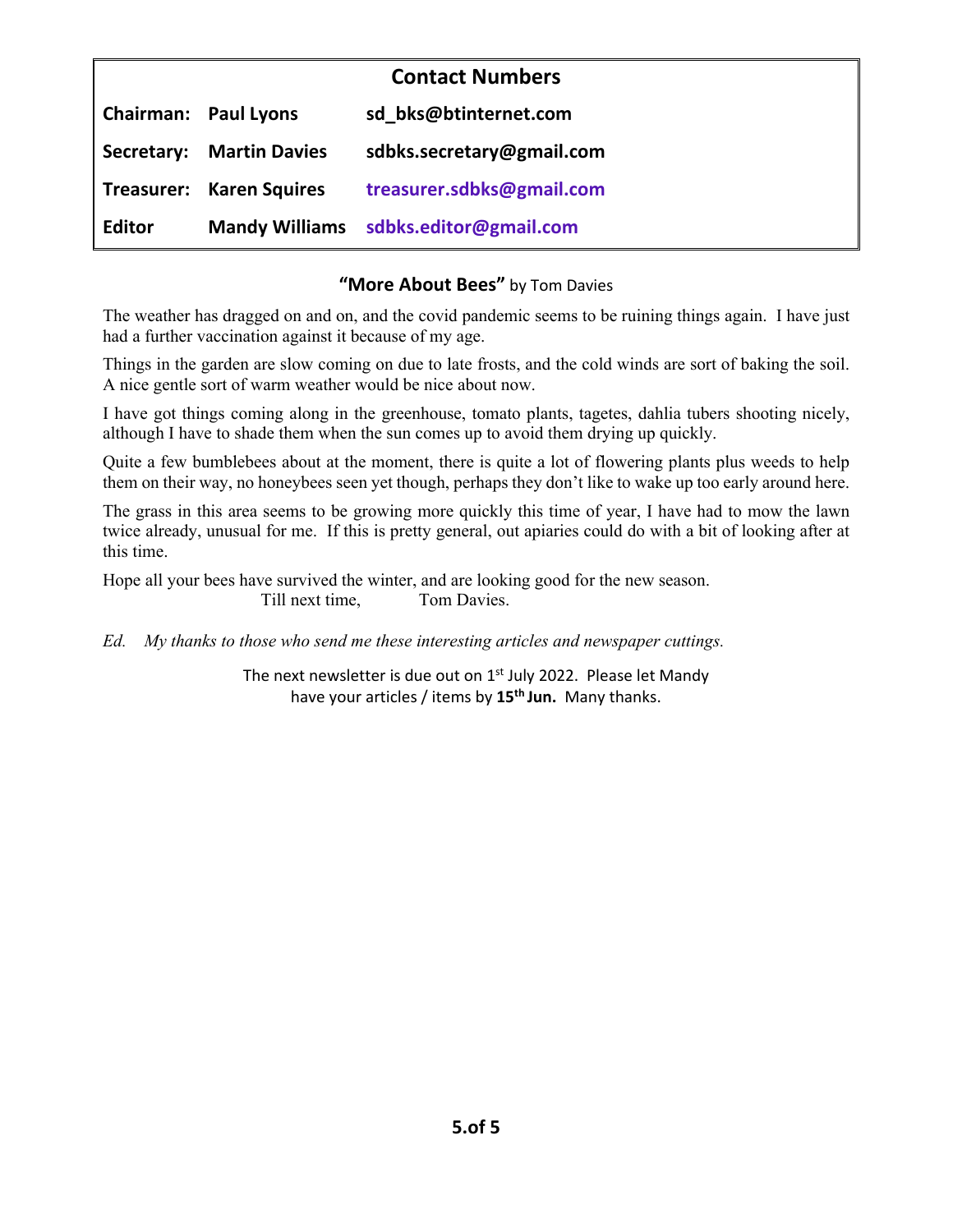## Contact Numbers

| | | |
|---|---|---|
| **Chairman:** | **Paul Lyons** | **sd_bks@btinternet.com** |
| **Secretary:** | **Martin Davies** | **sdbks.secretary@gmail.com** |
| **Treasurer:** | **Karen Squires** | **treasurer.sdbks@gmail.com** |
| **Editor** | **Mandy Williams** | **sdbks.editor@gmail.com** |

### **"More About Bees"** by Tom Davies

The weather has dragged on and on, and the covid pandemic seems to be ruining things again. I have just had a further vaccination against it because of my age.

Things in the garden are slow coming on due to late frosts, and the cold winds are sort of baking the soil. A nice gentle sort of warm weather would be nice about now.

I have got things coming along in the greenhouse, tomato plants, tagetes, dahlia tubers shooting nicely, although I have to shade them when the sun comes up to avoid them drying up quickly.

Quite a few bumblebees about at the moment, there is quite a lot of flowering plants plus weeds to help them on their way, no honeybees seen yet though, perhaps they don't like to wake up too early around here.

The grass in this area seems to be growing more quickly this time of year, I have had to mow the lawn twice already, unusual for me. If this is pretty general, out apiaries could do with a bit of looking after at this time.

Hope all your bees have survived the winter, and are looking good for the new season.
Till next time, Tom Davies.

*Ed. My thanks to those who send me these interesting articles and newspaper cuttings.*

The next newsletter is due out on 1st July 2022. Please let Mandy have your articles / items by **15th Jun.** Many thanks.